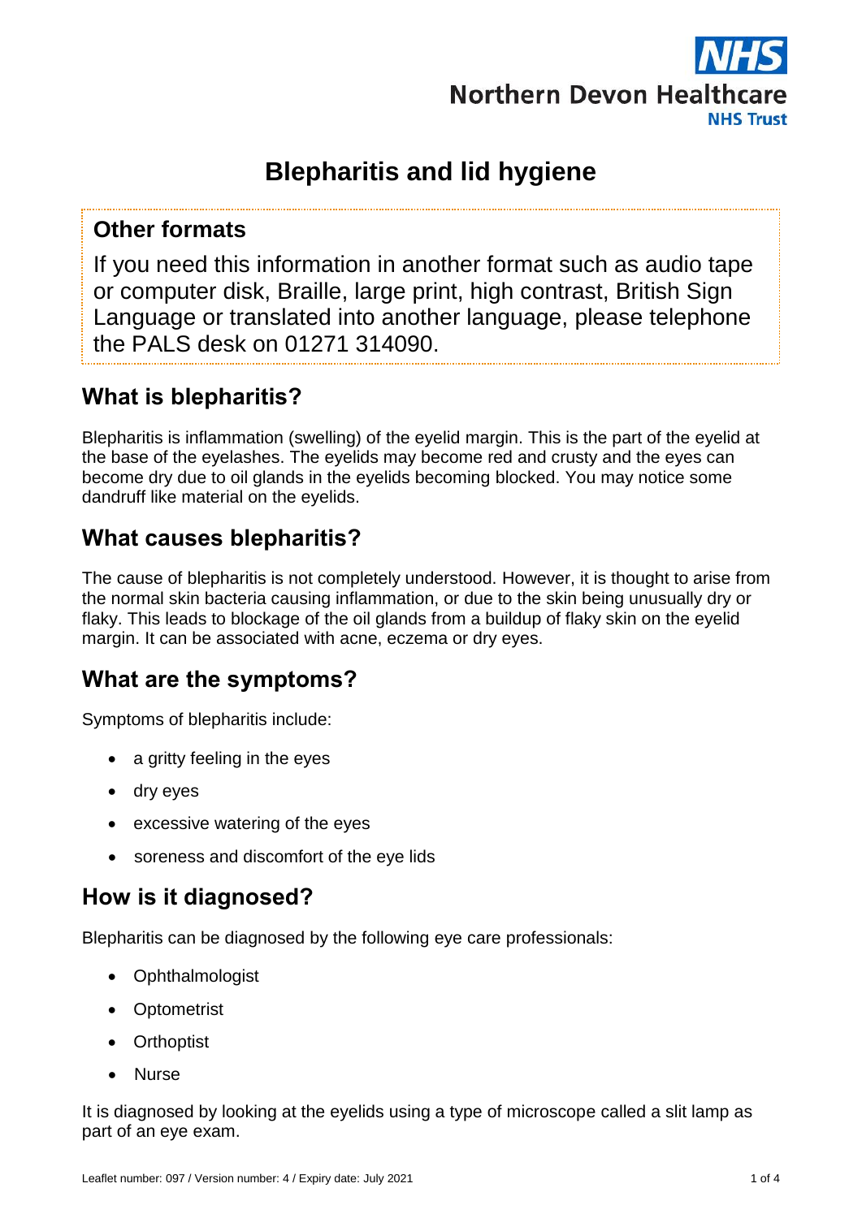Northern Devon Healthcare NHS Trust

# Blepharitis and lid hygiene

## Other formats

If you need this information in another format such as audio tape or computer disk, Braille, large print, high contrast, British Sign Language or translated into another language, please telephone the PALS desk on 01271 314090.

## What is blepharitis?

Blepharitis is inflammation (swelling) of the eyelid margin. This is the part of the eyelid at the base of the eyelashes. The eyelids may become red and crusty and the eyes can become dry due to oil glands in the eyelids becoming blocked. You may notice some dandruff like material on the eyelids.

## What causes blepharitis?

The cause of blepharitis is not completely understood. However, it is thought to arise from the normal skin bacteria causing inflammation, or due to the skin being unusually dry or flaky. This leads to blockage of the oil glands from a buildup of flaky skin on the eyelid margin. It can be associated with acne, eczema or dry eyes.

## What are the symptoms?

Symptoms of blepharitis include:

- a gritty feeling in the eyes
- dry eyes
- excessive watering of the eyes
- soreness and discomfort of the eye lids

## How is it diagnosed?

Blepharitis can be diagnosed by the following eye care professionals:

- Ophthalmologist
- Optometrist
- Orthoptist
- Nurse

It is diagnosed by looking at the eyelids using a type of microscope called a slit lamp as part of an eye exam.

Leaflet number: 097 / Version number: 4 / Expiry date: July 2021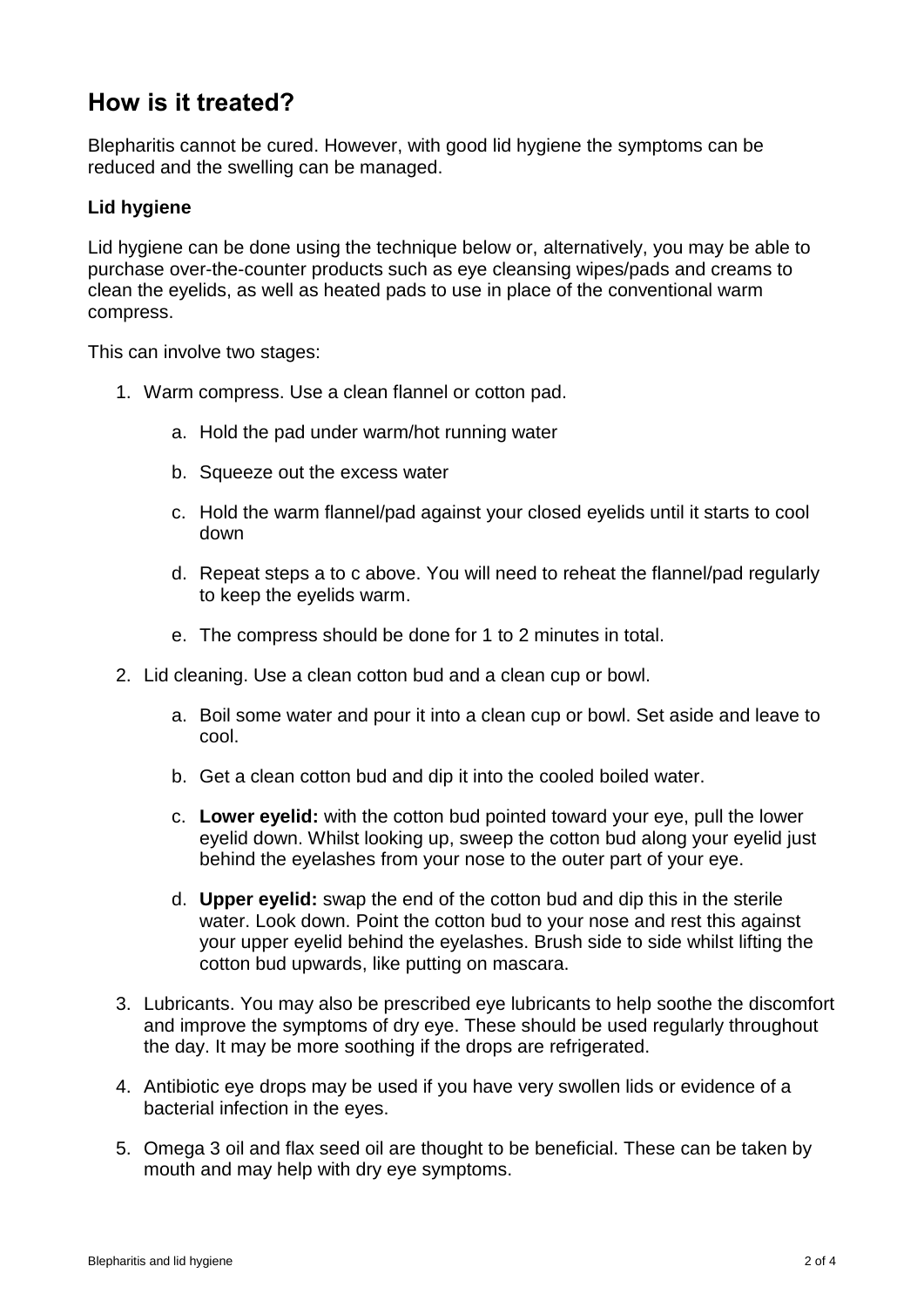## How is it treated?

Blepharitis cannot be cured. However, with good lid hygiene the symptoms can be reduced and the swelling can be managed.

### Lid hygiene

Lid hygiene can be done using the technique below or, alternatively, you may be able to purchase over-the-counter products such as eye cleansing wipes/pads and creams to clean the eyelids, as well as heated pads to use in place of the conventional warm compress.

This can involve two stages:

1. Warm compress. Use a clean flannel or cotton pad.
    a. Hold the pad under warm/hot running water
    b. Squeeze out the excess water
    c. Hold the warm flannel/pad against your closed eyelids until it starts to cool down
    d. Repeat steps a to c above. You will need to reheat the flannel/pad regularly to keep the eyelids warm.
    e. The compress should be done for 1 to 2 minutes in total.
2. Lid cleaning. Use a clean cotton bud and a clean cup or bowl.
    a. Boil some water and pour it into a clean cup or bowl. Set aside and leave to cool.
    b. Get a clean cotton bud and dip it into the cooled boiled water.
    c. **Lower eyelid:** with the cotton bud pointed toward your eye, pull the lower eyelid down. Whilst looking up, sweep the cotton bud along your eyelid just behind the eyelashes from your nose to the outer part of your eye.
    d. **Upper eyelid:** swap the end of the cotton bud and dip this in the sterile water. Look down. Point the cotton bud to your nose and rest this against your upper eyelid behind the eyelashes. Brush side to side whilst lifting the cotton bud upwards, like putting on mascara.
3. Lubricants. You may also be prescribed eye lubricants to help soothe the discomfort and improve the symptoms of dry eye. These should be used regularly throughout the day. It may be more soothing if the drops are refrigerated.
4. Antibiotic eye drops may be used if you have very swollen lids or evidence of a bacterial infection in the eyes.
5. Omega 3 oil and flax seed oil are thought to be beneficial. These can be taken by mouth and may help with dry eye symptoms.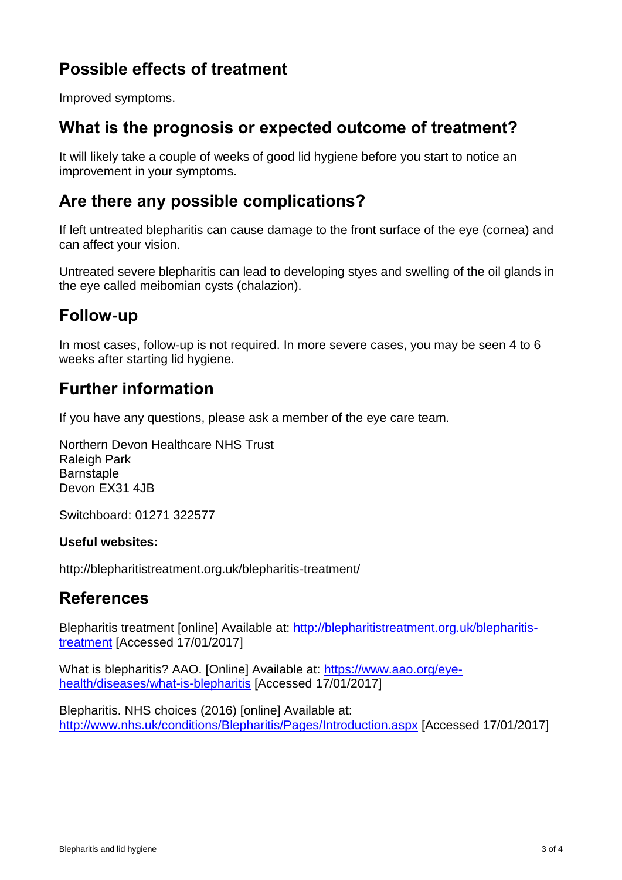## Possible effects of treatment

Improved symptoms.

## What is the prognosis or expected outcome of treatment?

It will likely take a couple of weeks of good lid hygiene before you start to notice an improvement in your symptoms.

## Are there any possible complications?

If left untreated blepharitis can cause damage to the front surface of the eye (cornea) and can affect your vision.

Untreated severe blepharitis can lead to developing styes and swelling of the oil glands in the eye called meibomian cysts (chalazion).

## Follow-up

In most cases, follow-up is not required. In more severe cases, you may be seen 4 to 6 weeks after starting lid hygiene.

## Further information

If you have any questions, please ask a member of the eye care team.

Northern Devon Healthcare NHS Trust
Raleigh Park
Barnstaple
Devon EX31 4JB

Switchboard: 01271 322577

**Useful websites:**

http://blepharitistreatment.org.uk/blepharitis-treatment/

## References

Blepharitis treatment [online] Available at: [http://blepharitistreatment.org.uk/blepharitis-treatment](http://blepharitistreatment.org.uk/blepharitis-treatment) [Accessed 17/01/2017]

What is blepharitis? AAO. [Online] Available at: [https://www.aao.org/eye-health/diseases/what-is-blepharitis](https://www.aao.org/eye-health/diseases/what-is-blepharitis) [Accessed 17/01/2017]

Blepharitis. NHS choices (2016) [online] Available at: [http://www.nhs.uk/conditions/Blepharitis/Pages/Introduction.aspx](http://www.nhs.uk/conditions/Blepharitis/Pages/Introduction.aspx) [Accessed 17/01/2017]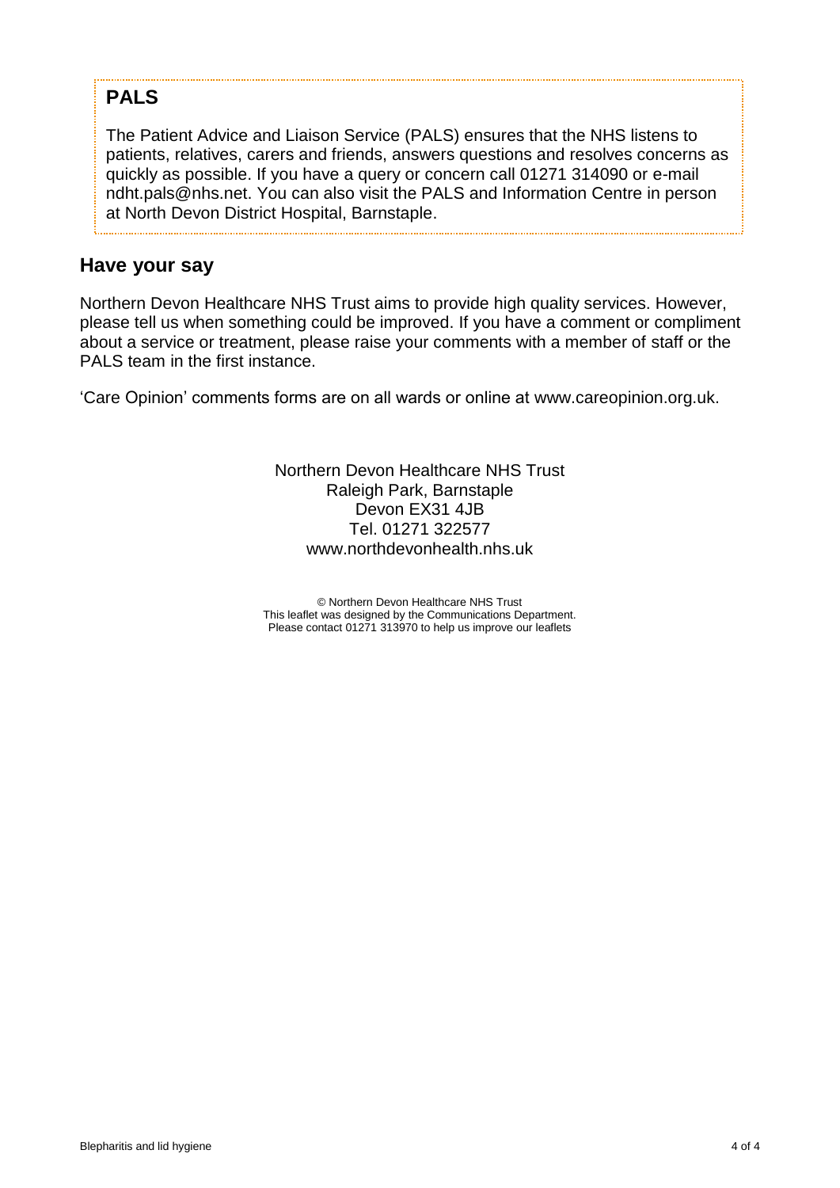## PALS

The Patient Advice and Liaison Service (PALS) ensures that the NHS listens to patients, relatives, carers and friends, answers questions and resolves concerns as quickly as possible. If you have a query or concern call 01271 314090 or e-mail ndht.pals@nhs.net. You can also visit the PALS and Information Centre in person at North Devon District Hospital, Barnstaple.

## Have your say

Northern Devon Healthcare NHS Trust aims to provide high quality services. However, please tell us when something could be improved. If you have a comment or compliment about a service or treatment, please raise your comments with a member of staff or the PALS team in the first instance.

'Care Opinion' comments forms are on all wards or online at www.careopinion.org.uk.

Northern Devon Healthcare NHS Trust
Raleigh Park, Barnstaple
Devon EX31 4JB
Tel. 01271 322577
www.northdevonhealth.nhs.uk

© Northern Devon Healthcare NHS Trust
This leaflet was designed by the Communications Department.
Please contact 01271 313970 to help us improve our leaflets